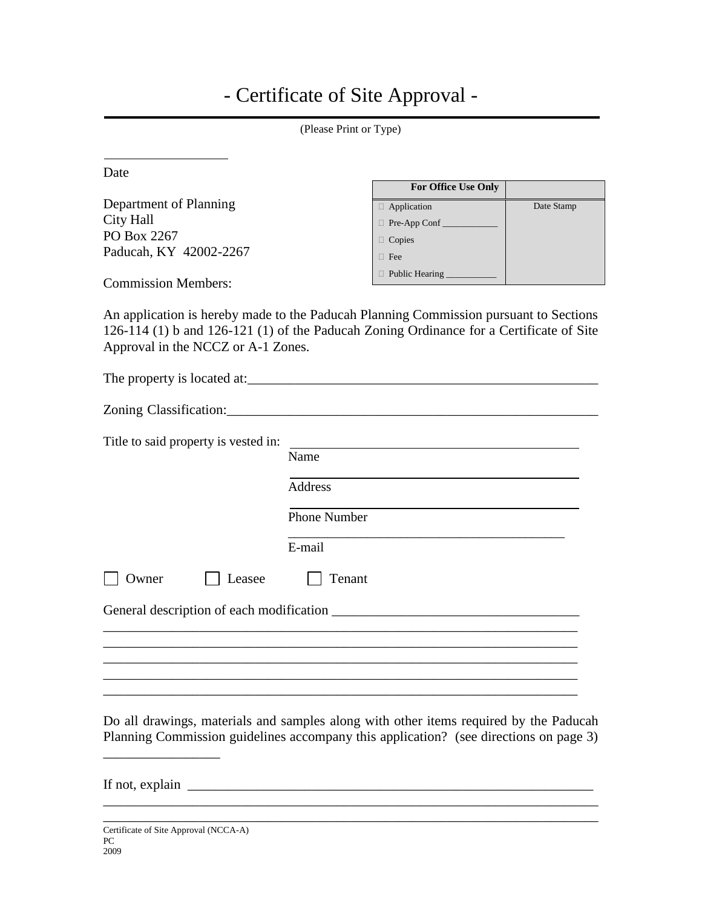# - Certificate of Site Approval -

(Please Print or Type)

\_\_\_\_\_\_\_\_\_\_\_\_\_\_\_\_\_\_\_\_
Date

| For Office Use Only | |
|---|---|
| □ Application | Date Stamp |
| □ Pre-App Conf \_\_\_\_\_\_\_\_\_\_\_ | |
| □ Copies | |
| □ Fee | |
| □ Public Hearing \_\_\_\_\_\_\_\_\_\_\_ | |

Department of Planning
City Hall
PO Box 2267
Paducah, KY 42002-2267

Commission Members:

An application is hereby made to the Paducah Planning Commission pursuant to Sections 126-114 (1) b and 126-121 (1) of the Paducah Zoning Ordinance for a Certificate of Site Approval in the NCCZ or A-1 Zones.

The property is located at:\_\_\_\_\_\_\_\_\_\_\_\_\_\_\_\_\_\_\_\_\_\_\_\_\_\_\_\_\_\_\_\_\_\_\_\_\_\_\_\_\_\_\_\_\_\_\_\_\_\_\_

Zoning Classification:\_\_\_\_\_\_\_\_\_\_\_\_\_\_\_\_\_\_\_\_\_\_\_\_\_\_\_\_\_\_\_\_\_\_\_\_\_\_\_\_\_\_\_\_\_\_\_\_\_\_\_\_\_\_

Title to said property is vested in: \_\_\_\_\_\_\_\_\_\_\_\_\_\_\_\_\_\_\_\_\_\_\_\_\_\_\_\_\_\_\_\_\_\_\_\_\_\_\_\_
Name

\_\_\_\_\_\_\_\_\_\_\_\_\_\_\_\_\_\_\_\_\_\_\_\_\_\_\_\_\_\_\_\_\_\_\_\_\_\_\_\_
Address

\_\_\_\_\_\_\_\_\_\_\_\_\_\_\_\_\_\_\_\_\_\_\_\_\_\_\_\_\_\_\_\_\_\_\_\_\_\_\_\_
Phone Number

\_\_\_\_\_\_\_\_\_\_\_\_\_\_\_\_\_\_\_\_\_\_\_\_\_\_\_\_\_\_\_\_\_\_\_\_\_\_\_\_
E-mail

☐ Owner ☐ Leasee ☐ Tenant

General description of each modification \_\_\_\_\_\_\_\_\_\_\_\_\_\_\_\_\_\_\_\_\_\_\_\_\_\_\_\_\_\_\_\_\_\_\_\_
\_\_\_\_\_\_\_\_\_\_\_\_\_\_\_\_\_\_\_\_\_\_\_\_\_\_\_\_\_\_\_\_\_\_\_\_\_\_\_\_\_\_\_\_\_\_\_\_\_\_\_\_\_\_\_\_\_\_\_\_\_\_\_\_\_\_\_\_\_\_\_\_\_\_\_
\_\_\_\_\_\_\_\_\_\_\_\_\_\_\_\_\_\_\_\_\_\_\_\_\_\_\_\_\_\_\_\_\_\_\_\_\_\_\_\_\_\_\_\_\_\_\_\_\_\_\_\_\_\_\_\_\_\_\_\_\_\_\_\_\_\_\_\_\_\_\_\_\_\_\_
\_\_\_\_\_\_\_\_\_\_\_\_\_\_\_\_\_\_\_\_\_\_\_\_\_\_\_\_\_\_\_\_\_\_\_\_\_\_\_\_\_\_\_\_\_\_\_\_\_\_\_\_\_\_\_\_\_\_\_\_\_\_\_\_\_\_\_\_\_\_\_\_\_\_\_
\_\_\_\_\_\_\_\_\_\_\_\_\_\_\_\_\_\_\_\_\_\_\_\_\_\_\_\_\_\_\_\_\_\_\_\_\_\_\_\_\_\_\_\_\_\_\_\_\_\_\_\_\_\_\_\_\_\_\_\_\_\_\_\_\_\_\_\_\_\_\_\_\_\_\_
\_\_\_\_\_\_\_\_\_\_\_\_\_\_\_\_\_\_\_\_\_\_\_\_\_\_\_\_\_\_\_\_\_\_\_\_\_\_\_\_\_\_\_\_\_\_\_\_\_\_\_\_\_\_\_\_\_\_\_\_\_\_\_\_\_\_\_\_\_\_\_\_\_\_\_

Do all drawings, materials and samples along with other items required by the Paducah Planning Commission guidelines accompany this application? (see directions on page 3)

\_\_\_\_\_\_\_\_\_\_\_\_\_\_\_\_\_

If not, explain \_\_\_\_\_\_\_\_\_\_\_\_\_\_\_\_\_\_\_\_\_\_\_\_\_\_\_\_\_\_\_\_\_\_\_\_\_\_\_\_\_\_\_\_\_\_\_\_\_\_\_\_\_\_\_\_\_\_\_\_
\_\_\_\_\_\_\_\_\_\_\_\_\_\_\_\_\_\_\_\_\_\_\_\_\_\_\_\_\_\_\_\_\_\_\_\_\_\_\_\_\_\_\_\_\_\_\_\_\_\_\_\_\_\_\_\_\_\_\_\_\_\_\_\_\_\_\_\_\_\_\_\_\_\_\_
\_\_\_\_\_\_\_\_\_\_\_\_\_\_\_\_\_\_\_\_\_\_\_\_\_\_\_\_\_\_\_\_\_\_\_\_\_\_\_\_\_\_\_\_\_\_\_\_\_\_\_\_\_\_\_\_\_\_\_\_\_\_\_\_\_\_\_\_\_\_\_\_\_\_\_

Certificate of Site Approval (NCCA-A)
PC
2009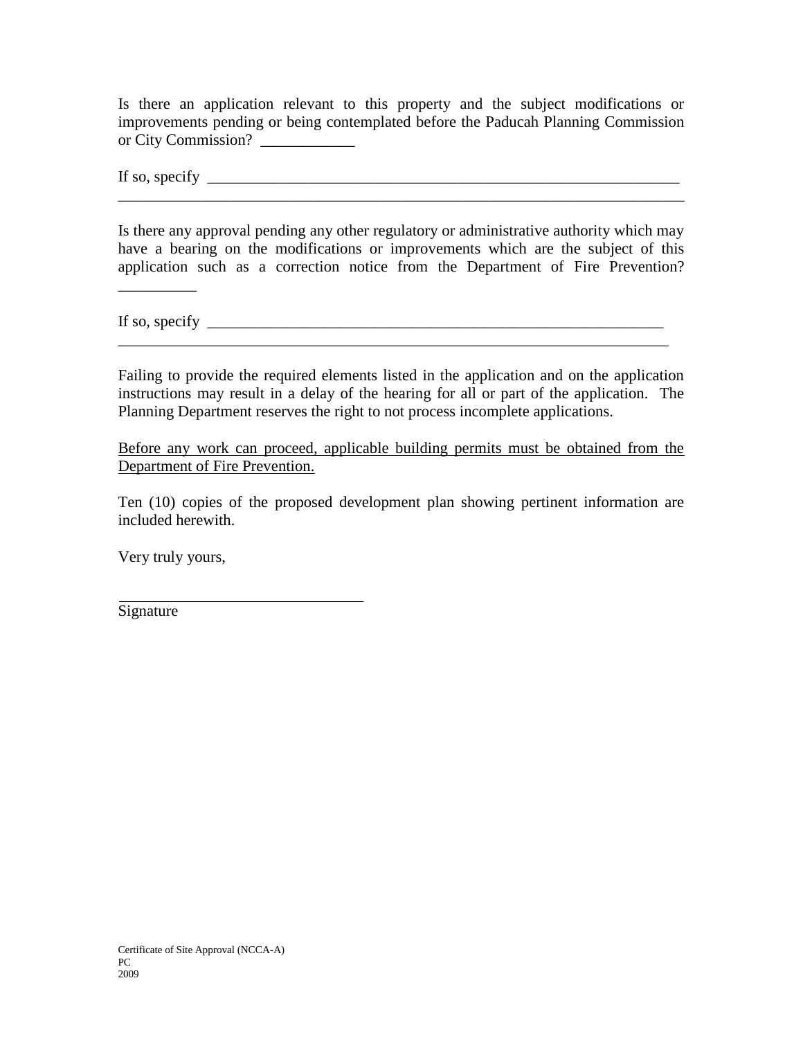Is there an application relevant to this property and the subject modifications or improvements pending or being contemplated before the Paducah Planning Commission or City Commission? ____________

If so, specify ______________________________________________________________
__________________________________________________________________________

Is there any approval pending any other regulatory or administrative authority which may have a bearing on the modifications or improvements which are the subject of this application such as a correction notice from the Department of Fire Prevention? __________

If so, specify _____________________________________________________________
_________________________________________________________________________

Failing to provide the required elements listed in the application and on the application instructions may result in a delay of the hearing for all or part of the application. The Planning Department reserves the right to not process incomplete applications.

<u>Before any work can proceed, applicable building permits must be obtained from the Department of Fire Prevention.</u>

Ten (10) copies of the proposed development plan showing pertinent information are included herewith.

Very truly yours,

________________________________
Signature

Certificate of Site Approval (NCCA-A)
PC
2009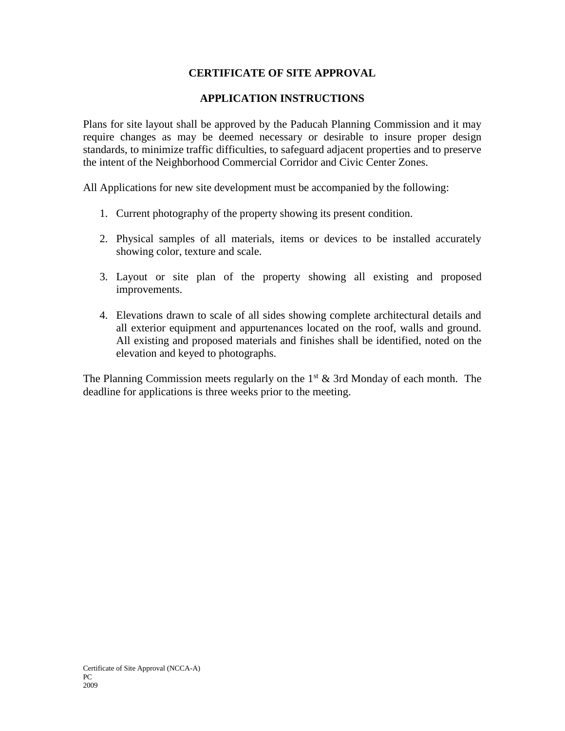# CERTIFICATE OF SITE APPROVAL

## APPLICATION INSTRUCTIONS

Plans for site layout shall be approved by the Paducah Planning Commission and it may require changes as may be deemed necessary or desirable to insure proper design standards, to minimize traffic difficulties, to safeguard adjacent properties and to preserve the intent of the Neighborhood Commercial Corridor and Civic Center Zones.

All Applications for new site development must be accompanied by the following:

1. Current photography of the property showing its present condition.

2. Physical samples of all materials, items or devices to be installed accurately showing color, texture and scale.

3. Layout or site plan of the property showing all existing and proposed improvements.

4. Elevations drawn to scale of all sides showing complete architectural details and all exterior equipment and appurtenances located on the roof, walls and ground. All existing and proposed materials and finishes shall be identified, noted on the elevation and keyed to photographs.

The Planning Commission meets regularly on the 1st & 3rd Monday of each month. The deadline for applications is three weeks prior to the meeting.

Certificate of Site Approval (NCCA-A)
PC
2009